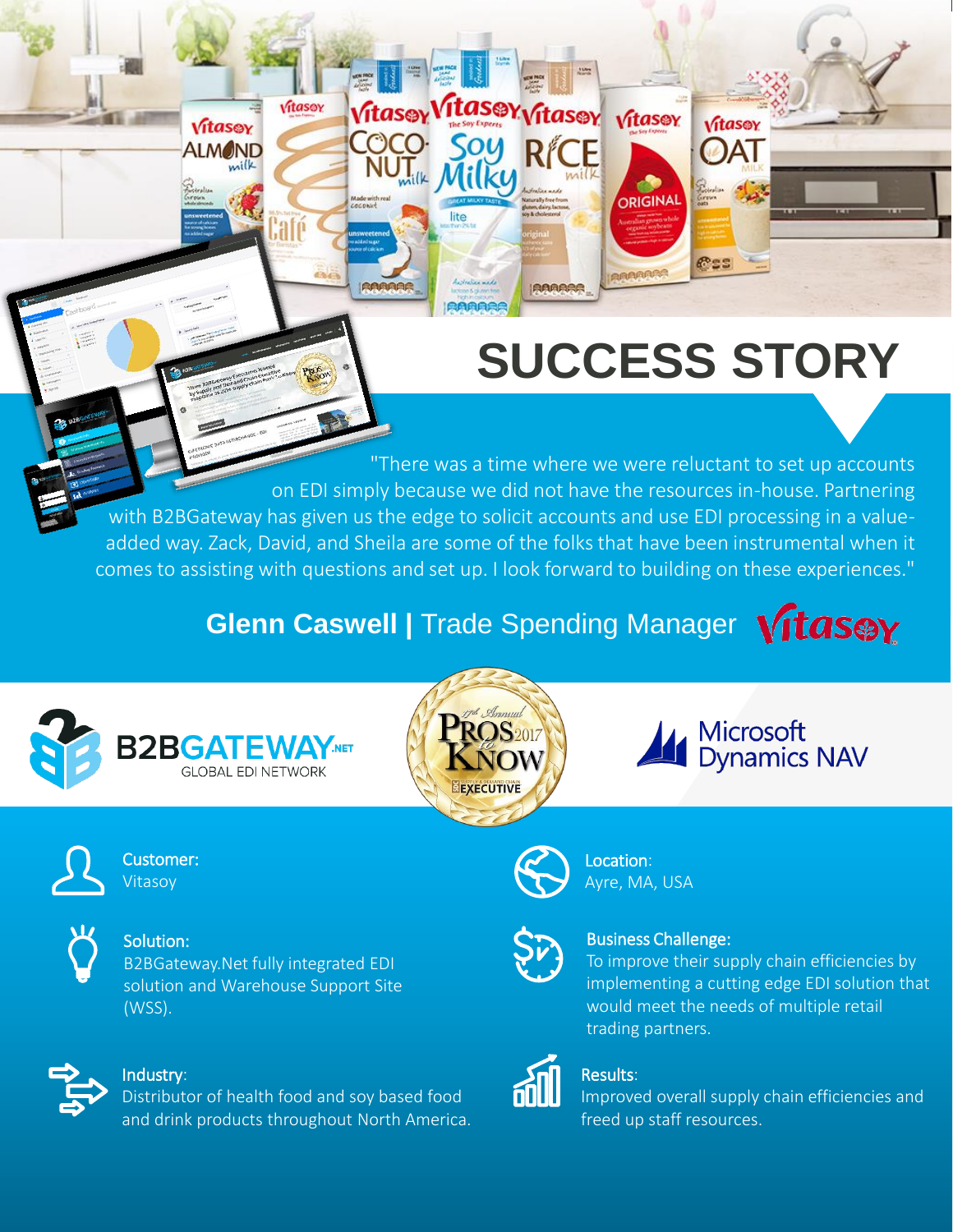# SUCCESS STORY

"There was a time where we were reluctant to set up accounts on EDI simply because we did not have the resources in-house. Partnering with B2BGateway has given us the edge to solicit accounts and use EDI processing in a value-added way. Zack, David, and Sheila are some of the folks that have been instrumental when it comes to assisting with questions and set up. I look forward to building on these experiences."

**Glenn Caswell |** Trade Spending Manager

**Customer:**
Vitasoy

**Location:**
Ayre, MA, USA

**Solution:**
B2BGateway.Net fully integrated EDI solution and Warehouse Support Site (WSS).

**Business Challenge:**
To improve their supply chain efficiencies by implementing a cutting edge EDI solution that would meet the needs of multiple retail trading partners.

**Industry:**
Distributor of health food and soy based food and drink products throughout North America.

**Results:**
Improved overall supply chain efficiencies and freed up staff resources.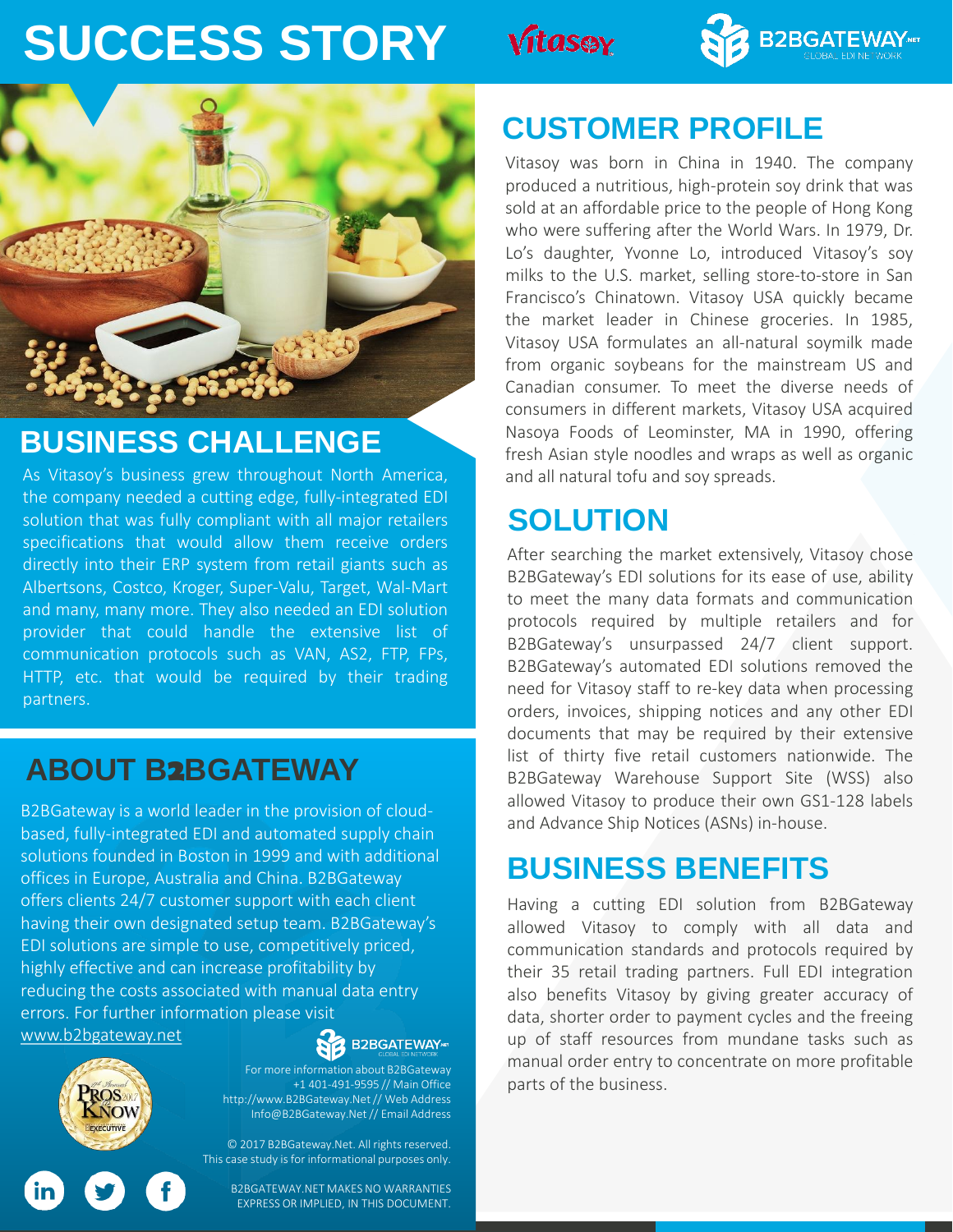# SUCCESS STORY

## BUSINESS CHALLENGE

As Vitasoy's business grew throughout North America, the company needed a cutting edge, fully-integrated EDI solution that was fully compliant with all major retailers specifications that would allow them receive orders directly into their ERP system from retail giants such as Albertsons, Costco, Kroger, Super-Valu, Target, Wal-Mart and many, many more. They also needed an EDI solution provider that could handle the extensive list of communication protocols such as VAN, AS2, FTP, FPs, HTTP, etc. that would be required by their trading partners.

## ABOUT B2BGATEWAY

B2BGateway is a world leader in the provision of cloud-based, fully-integrated EDI and automated supply chain solutions founded in Boston in 1999 and with additional offices in Europe, Australia and China. B2BGateway offers clients 24/7 customer support with each client having their own designated setup team. B2BGateway's EDI solutions are simple to use, competitively priced, highly effective and can increase profitability by reducing the costs associated with manual data entry errors. For further information please visit www.b2bgateway.net

For more information about B2BGateway
+1 401-491-9595 // Main Office
http://www.B2BGateway.Net // Web Address
Info@B2BGateway.Net // Email Address

© 2017 B2BGateway.Net. All rights reserved.
This case study is for informational purposes only.

B2BGATEWAY.NET MAKES NO WARRANTIES EXPRESS OR IMPLIED, IN THIS DOCUMENT.

## CUSTOMER PROFILE

Vitasoy was born in China in 1940. The company produced a nutritious, high-protein soy drink that was sold at an affordable price to the people of Hong Kong who were suffering after the World Wars. In 1979, Dr. Lo's daughter, Yvonne Lo, introduced Vitasoy's soy milks to the U.S. market, selling store-to-store in San Francisco's Chinatown. Vitasoy USA quickly became the market leader in Chinese groceries. In 1985, Vitasoy USA formulates an all-natural soymilk made from organic soybeans for the mainstream US and Canadian consumer. To meet the diverse needs of consumers in different markets, Vitasoy USA acquired Nasoya Foods of Leominster, MA in 1990, offering fresh Asian style noodles and wraps as well as organic and all natural tofu and soy spreads.

## SOLUTION

After searching the market extensively, Vitasoy chose B2BGateway's EDI solutions for its ease of use, ability to meet the many data formats and communication protocols required by multiple retailers and for B2BGateway's unsurpassed 24/7 client support. B2BGateway's automated EDI solutions removed the need for Vitasoy staff to re-key data when processing orders, invoices, shipping notices and any other EDI documents that may be required by their extensive list of thirty five retail customers nationwide. The B2BGateway Warehouse Support Site (WSS) also allowed Vitasoy to produce their own GS1-128 labels and Advance Ship Notices (ASNs) in-house.

## BUSINESS BENEFITS

Having a cutting EDI solution from B2BGateway allowed Vitasoy to comply with all data and communication standards and protocols required by their 35 retail trading partners. Full EDI integration also benefits Vitasoy by giving greater accuracy of data, shorter order to payment cycles and the freeing up of staff resources from mundane tasks such as manual order entry to concentrate on more profitable parts of the business.